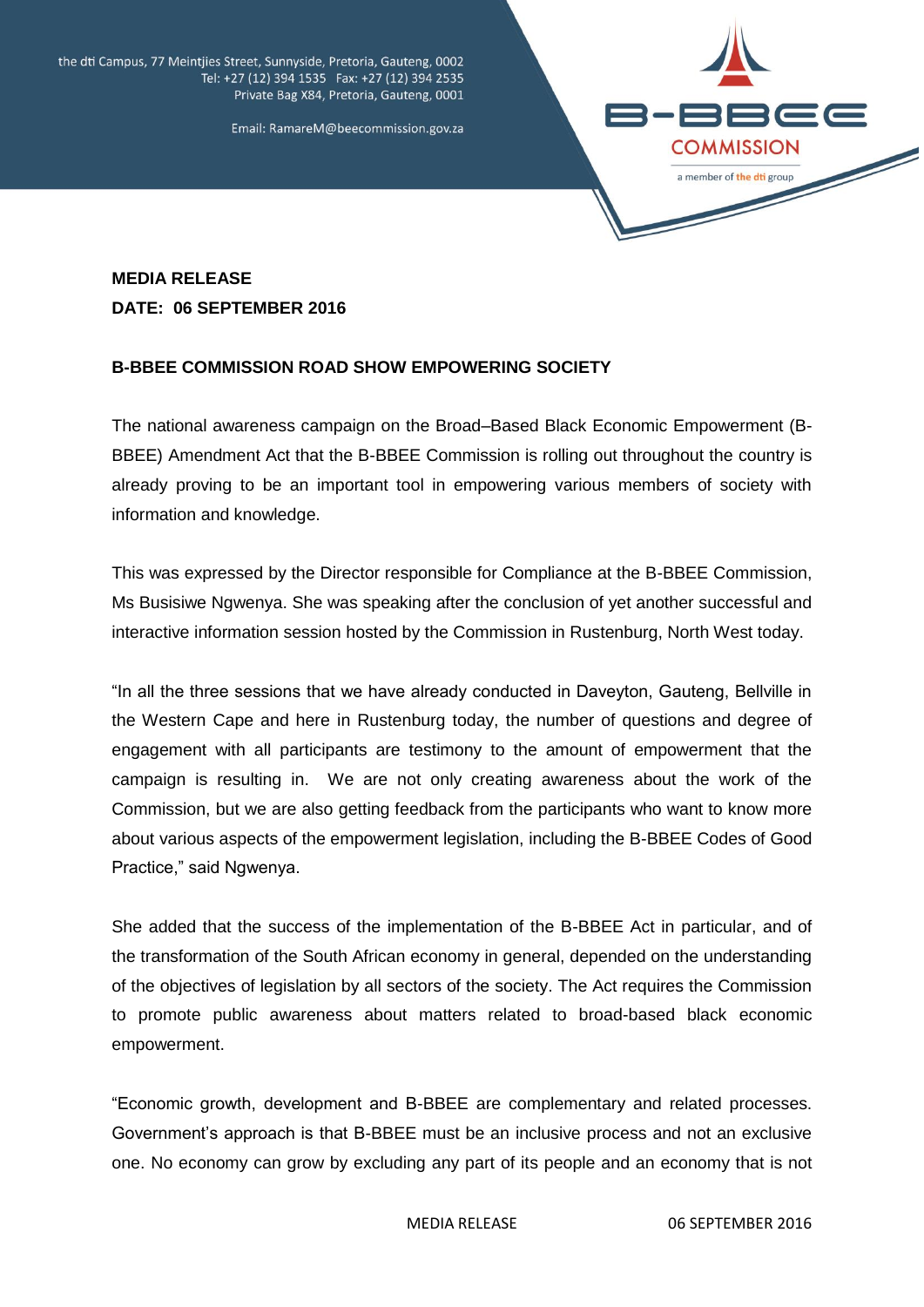the dti Campus, 77 Meintjies Street, Sunnyside, Pretoria, Gauteng, 0002
Tel: +27 (12) 394 1535 Fax: +27 (12) 394 2535
Private Bag X84, Pretoria, Gauteng, 0001

Email: RamareM@beecommission.gov.za

B-BBEE COMMISSION
a member of the dti group

**MEDIA RELEASE**
**DATE: 06 SEPTEMBER 2016**

**B-BBEE COMMISSION ROAD SHOW EMPOWERING SOCIETY**

The national awareness campaign on the Broad–Based Black Economic Empowerment (B-BBEE) Amendment Act that the B-BBEE Commission is rolling out throughout the country is already proving to be an important tool in empowering various members of society with information and knowledge.

This was expressed by the Director responsible for Compliance at the B-BBEE Commission, Ms Busisiwe Ngwenya. She was speaking after the conclusion of yet another successful and interactive information session hosted by the Commission in Rustenburg, North West today.

"In all the three sessions that we have already conducted in Daveyton, Gauteng, Bellville in the Western Cape and here in Rustenburg today, the number of questions and degree of engagement with all participants are testimony to the amount of empowerment that the campaign is resulting in. We are not only creating awareness about the work of the Commission, but we are also getting feedback from the participants who want to know more about various aspects of the empowerment legislation, including the B-BBEE Codes of Good Practice," said Ngwenya.

She added that the success of the implementation of the B-BBEE Act in particular, and of the transformation of the South African economy in general, depended on the understanding of the objectives of legislation by all sectors of the society. The Act requires the Commission to promote public awareness about matters related to broad-based black economic empowerment.

"Economic growth, development and B-BBEE are complementary and related processes. Government's approach is that B-BBEE must be an inclusive process and not an exclusive one. No economy can grow by excluding any part of its people and an economy that is not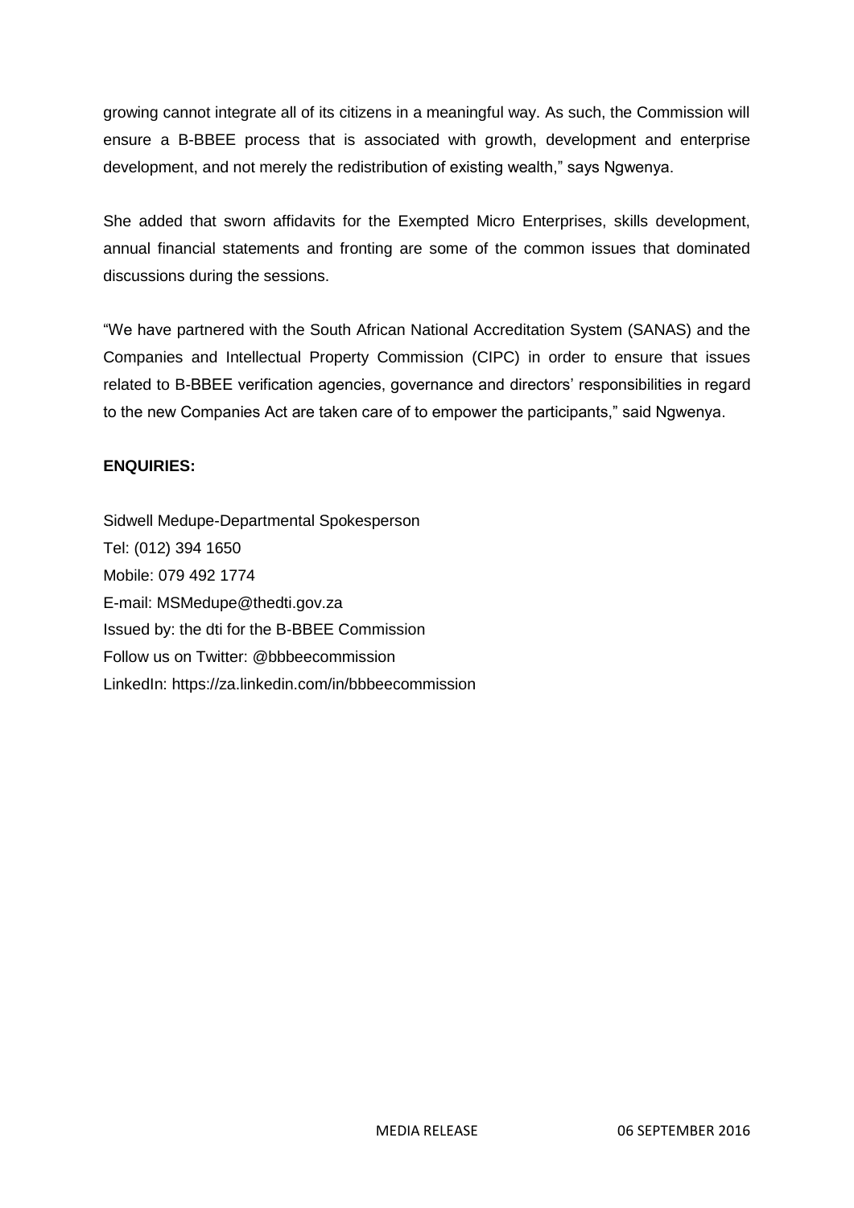growing cannot integrate all of its citizens in a meaningful way. As such, the Commission will ensure a B-BBEE process that is associated with growth, development and enterprise development, and not merely the redistribution of existing wealth," says Ngwenya.

She added that sworn affidavits for the Exempted Micro Enterprises, skills development, annual financial statements and fronting are some of the common issues that dominated discussions during the sessions.

"We have partnered with the South African National Accreditation System (SANAS) and the Companies and Intellectual Property Commission (CIPC) in order to ensure that issues related to B-BBEE verification agencies, governance and directors' responsibilities in regard to the new Companies Act are taken care of to empower the participants," said Ngwenya.

**ENQUIRIES:**

Sidwell Medupe-Departmental Spokesperson
Tel: (012) 394 1650
Mobile: 079 492 1774
E-mail: MSMedupe@thedti.gov.za
Issued by: the dti for the B-BBEE Commission
Follow us on Twitter: @bbbeecommission
LinkedIn: https://za.linkedin.com/in/bbbeecommission